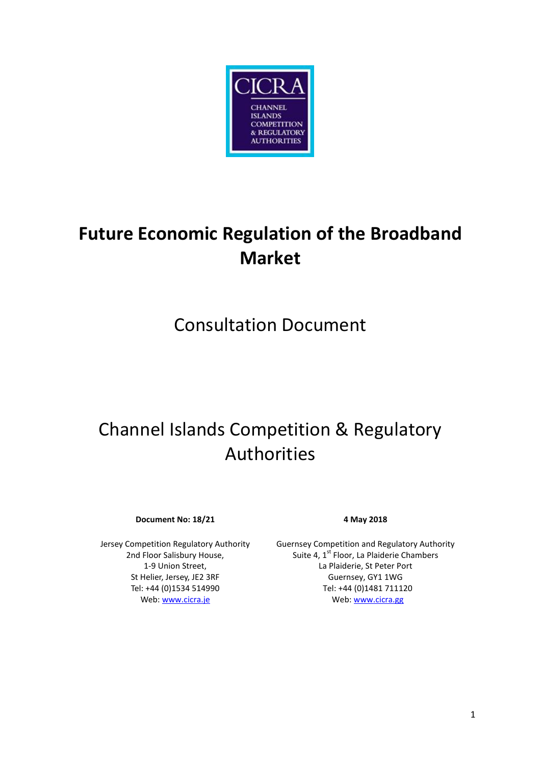CICRA

CHANNEL ISLANDS COMPETITION & REGULATORY AUTHORITIES

# Future Economic Regulation of the Broadband Market

## Consultation Document

## Channel Islands Competition & Regulatory Authorities

**Document No: 18/21**

**4 May 2018**

Jersey Competition Regulatory Authority
2nd Floor Salisbury House,
1-9 Union Street,
St Helier, Jersey, JE2 3RF
Tel: +44 (0)1534 514990
Web: www.cicra.je

Guernsey Competition and Regulatory Authority
Suite 4, 1st Floor, La Plaiderie Chambers
La Plaiderie, St Peter Port
Guernsey, GY1 1WG
Tel: +44 (0)1481 711120
Web: www.cicra.gg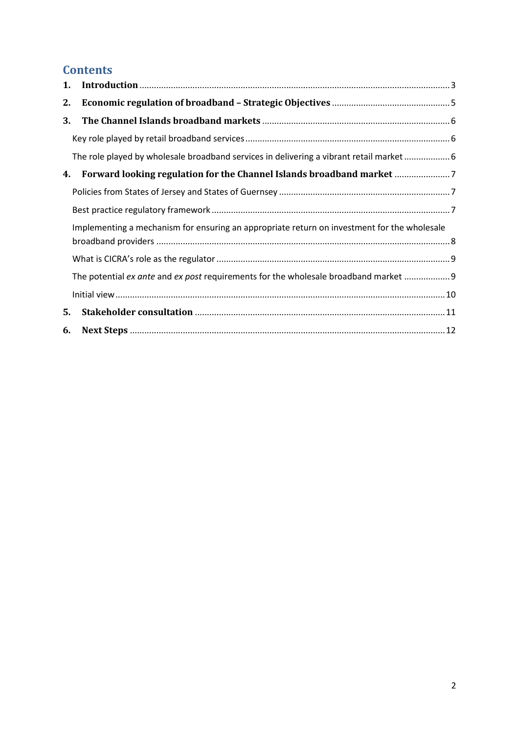## Contents

1. **Introduction** ........ 3
2. **Economic regulation of broadband – Strategic Objectives** ........ 5
3. **The Channel Islands broadband markets** ........ 6
   - Key role played by retail broadband services ........ 6
   - The role played by wholesale broadband services in delivering a vibrant retail market ........ 6
4. **Forward looking regulation for the Channel Islands broadband market** ........ 7
   - Policies from States of Jersey and States of Guernsey ........ 7
   - Best practice regulatory framework ........ 7
   - Implementing a mechanism for ensuring an appropriate return on investment for the wholesale broadband providers ........ 8
   - What is CICRA's role as the regulator ........ 9
   - The potential *ex ante* and *ex post* requirements for the wholesale broadband market ........ 9
   - Initial view ........ 10
5. **Stakeholder consultation** ........ 11
6. **Next Steps** ........ 12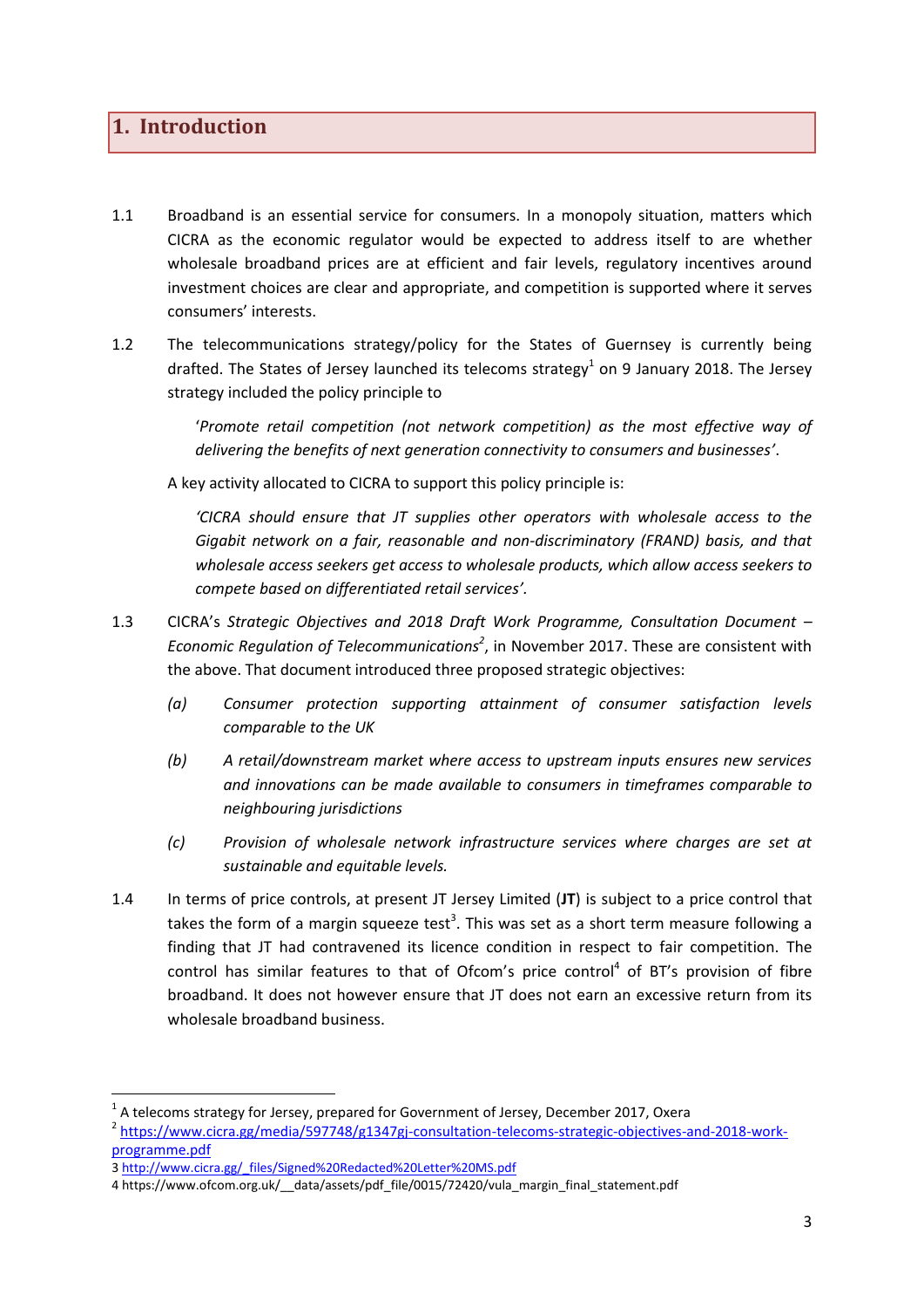# 1. Introduction

1.1 Broadband is an essential service for consumers. In a monopoly situation, matters which CICRA as the economic regulator would be expected to address itself to are whether wholesale broadband prices are at efficient and fair levels, regulatory incentives around investment choices are clear and appropriate, and competition is supported where it serves consumers' interests.

1.2 The telecommunications strategy/policy for the States of Guernsey is currently being drafted. The States of Jersey launched its telecoms strategy[1] on 9 January 2018. The Jersey strategy included the policy principle to

> '*Promote retail competition (not network competition) as the most effective way of delivering the benefits of next generation connectivity to consumers and businesses'*.

A key activity allocated to CICRA to support this policy principle is:

> *'CICRA should ensure that JT supplies other operators with wholesale access to the Gigabit network on a fair, reasonable and non-discriminatory (FRAND) basis, and that wholesale access seekers get access to wholesale products, which allow access seekers to compete based on differentiated retail services'.*

1.3 CICRA's *Strategic Objectives and 2018 Draft Work Programme, Consultation Document – Economic Regulation of Telecommunications*[2], in November 2017. These are consistent with the above. That document introduced three proposed strategic objectives:

*(a)* *Consumer protection supporting attainment of consumer satisfaction levels comparable to the UK*

*(b)* *A retail/downstream market where access to upstream inputs ensures new services and innovations can be made available to consumers in timeframes comparable to neighbouring jurisdictions*

*(c)* *Provision of wholesale network infrastructure services where charges are set at sustainable and equitable levels.*

1.4 In terms of price controls, at present JT Jersey Limited (**JT**) is subject to a price control that takes the form of a margin squeeze test[3]. This was set as a short term measure following a finding that JT had contravened its licence condition in respect to fair competition. The control has similar features to that of Ofcom's price control[4] of BT's provision of fibre broadband. It does not however ensure that JT does not earn an excessive return from its wholesale broadband business.

---

[1] A telecoms strategy for Jersey, prepared for Government of Jersey, December 2017, Oxera

[2] https://www.cicra.gg/media/597748/g1347gj-consultation-telecoms-strategic-objectives-and-2018-work-programme.pdf

3 http://www.cicra.gg/_files/Signed%20Redacted%20Letter%20MS.pdf

4 https://www.ofcom.org.uk/__data/assets/pdf_file/0015/72420/vula_margin_final_statement.pdf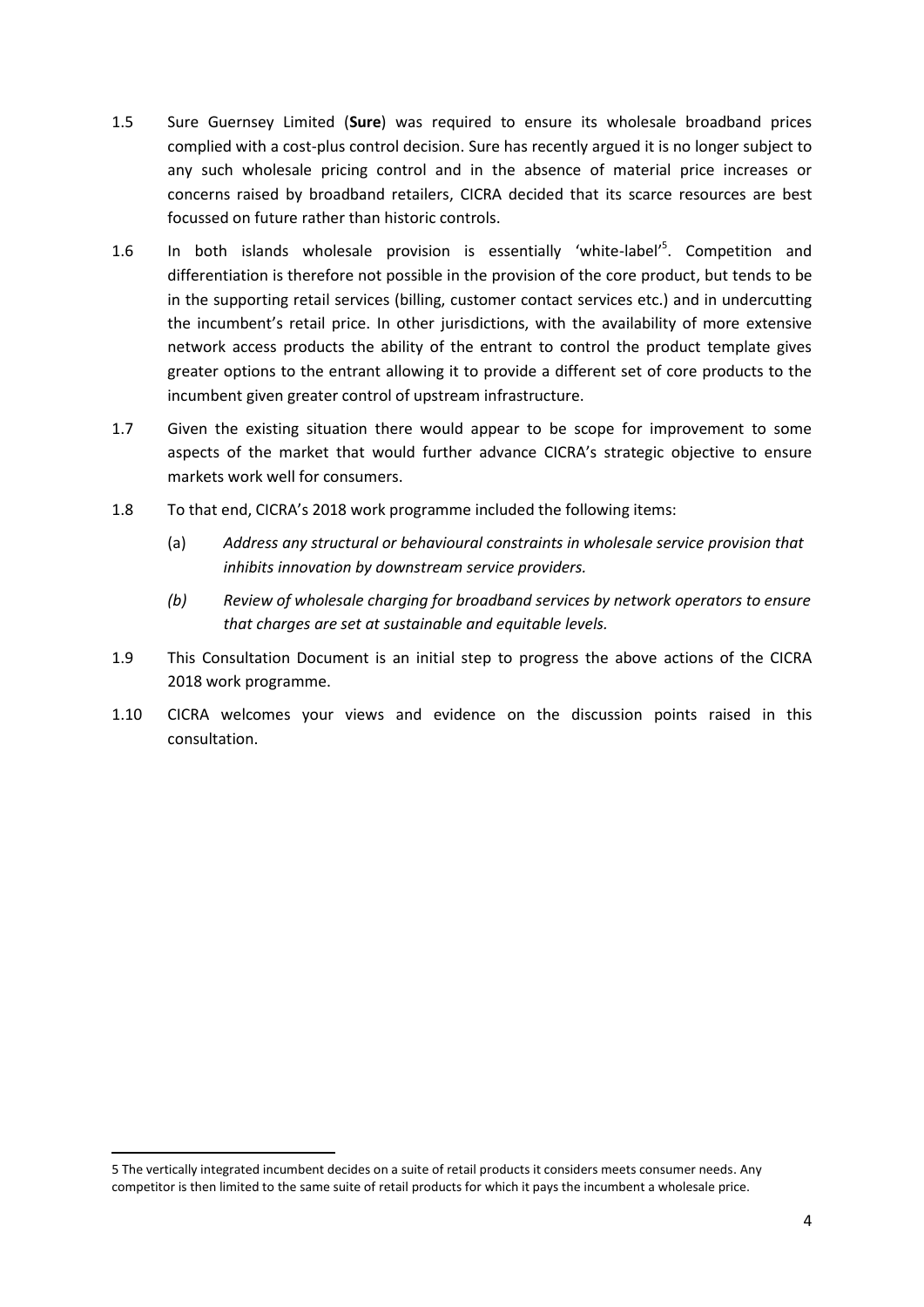1.5 Sure Guernsey Limited (**Sure**) was required to ensure its wholesale broadband prices complied with a cost-plus control decision. Sure has recently argued it is no longer subject to any such wholesale pricing control and in the absence of material price increases or concerns raised by broadband retailers, CICRA decided that its scarce resources are best focussed on future rather than historic controls.

1.6 In both islands wholesale provision is essentially 'white-label'[5]. Competition and differentiation is therefore not possible in the provision of the core product, but tends to be in the supporting retail services (billing, customer contact services etc.) and in undercutting the incumbent's retail price. In other jurisdictions, with the availability of more extensive network access products the ability of the entrant to control the product template gives greater options to the entrant allowing it to provide a different set of core products to the incumbent given greater control of upstream infrastructure.

1.7 Given the existing situation there would appear to be scope for improvement to some aspects of the market that would further advance CICRA's strategic objective to ensure markets work well for consumers.

1.8 To that end, CICRA's 2018 work programme included the following items:

(a) *Address any structural or behavioural constraints in wholesale service provision that inhibits innovation by downstream service providers.*

*(b) Review of wholesale charging for broadband services by network operators to ensure that charges are set at sustainable and equitable levels.*

1.9 This Consultation Document is an initial step to progress the above actions of the CICRA 2018 work programme.

1.10 CICRA welcomes your views and evidence on the discussion points raised in this consultation.

---

5 The vertically integrated incumbent decides on a suite of retail products it considers meets consumer needs. Any competitor is then limited to the same suite of retail products for which it pays the incumbent a wholesale price.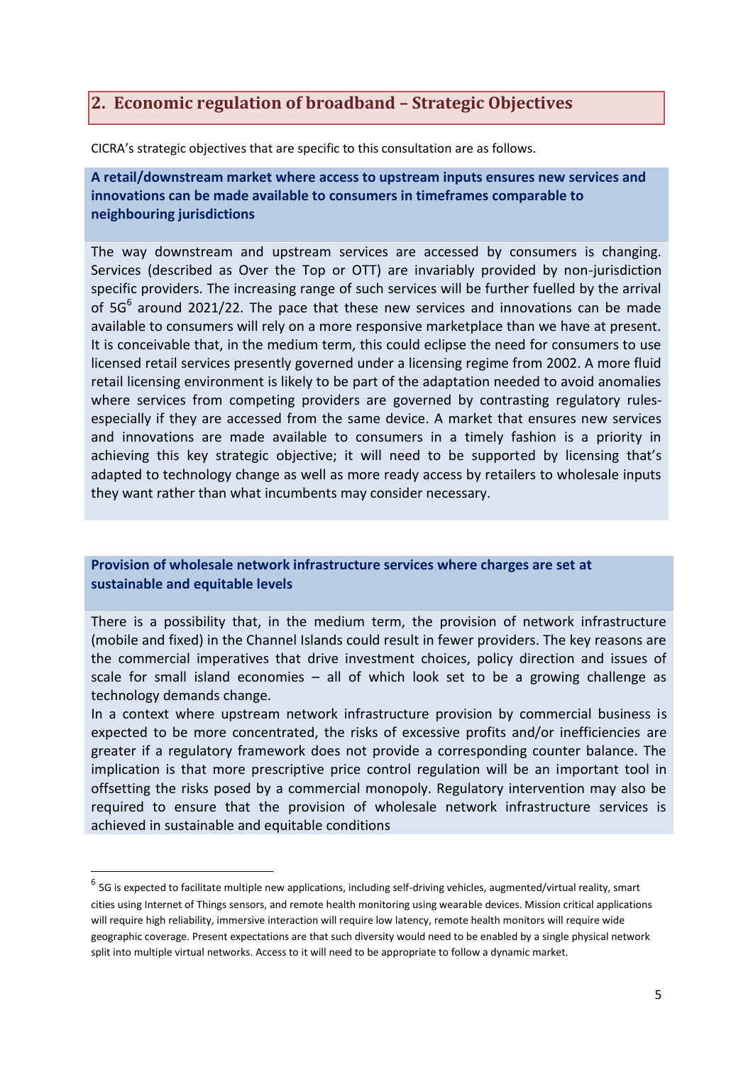## 2. Economic regulation of broadband – Strategic Objectives

CICRA's strategic objectives that are specific to this consultation are as follows.

**A retail/downstream market where access to upstream inputs ensures new services and innovations can be made available to consumers in timeframes comparable to neighbouring jurisdictions**

The way downstream and upstream services are accessed by consumers is changing. Services (described as Over the Top or OTT) are invariably provided by non-jurisdiction specific providers. The increasing range of such services will be further fuelled by the arrival of 5G[6] around 2021/22. The pace that these new services and innovations can be made available to consumers will rely on a more responsive marketplace than we have at present. It is conceivable that, in the medium term, this could eclipse the need for consumers to use licensed retail services presently governed under a licensing regime from 2002. A more fluid retail licensing environment is likely to be part of the adaptation needed to avoid anomalies where services from competing providers are governed by contrasting regulatory rules- especially if they are accessed from the same device. A market that ensures new services and innovations are made available to consumers in a timely fashion is a priority in achieving this key strategic objective; it will need to be supported by licensing that's adapted to technology change as well as more ready access by retailers to wholesale inputs they want rather than what incumbents may consider necessary.

**Provision of wholesale network infrastructure services where charges are set at sustainable and equitable levels**

There is a possibility that, in the medium term, the provision of network infrastructure (mobile and fixed) in the Channel Islands could result in fewer providers. The key reasons are the commercial imperatives that drive investment choices, policy direction and issues of scale for small island economies – all of which look set to be a growing challenge as technology demands change.

In a context where upstream network infrastructure provision by commercial business is expected to be more concentrated, the risks of excessive profits and/or inefficiencies are greater if a regulatory framework does not provide a corresponding counter balance. The implication is that more prescriptive price control regulation will be an important tool in offsetting the risks posed by a commercial monopoly. Regulatory intervention may also be required to ensure that the provision of wholesale network infrastructure services is achieved in sustainable and equitable conditions

---

[6] 5G is expected to facilitate multiple new applications, including self-driving vehicles, augmented/virtual reality, smart cities using Internet of Things sensors, and remote health monitoring using wearable devices. Mission critical applications will require high reliability, immersive interaction will require low latency, remote health monitors will require wide geographic coverage. Present expectations are that such diversity would need to be enabled by a single physical network split into multiple virtual networks. Access to it will need to be appropriate to follow a dynamic market.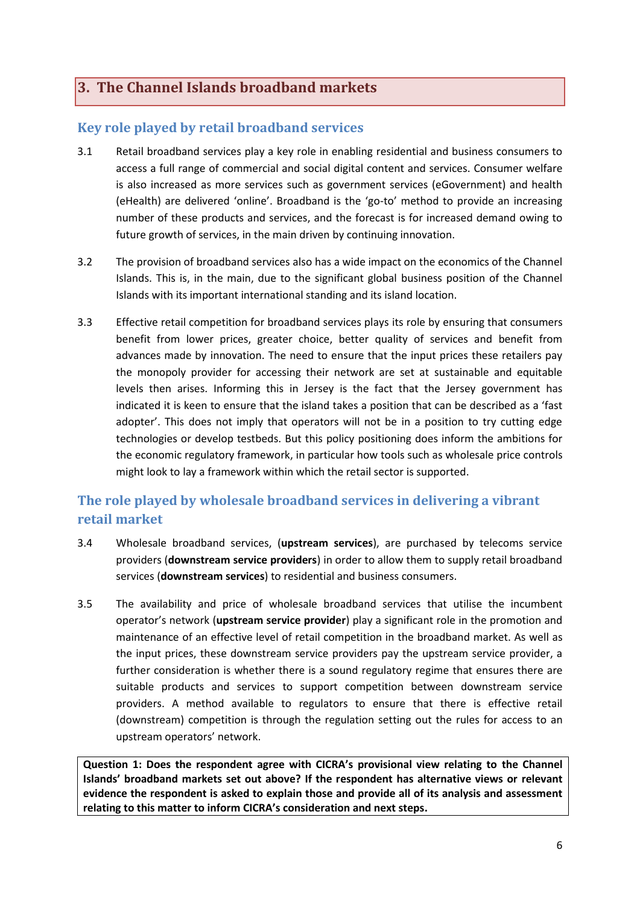## 3. The Channel Islands broadband markets

### Key role played by retail broadband services

3.1 Retail broadband services play a key role in enabling residential and business consumers to access a full range of commercial and social digital content and services. Consumer welfare is also increased as more services such as government services (eGovernment) and health (eHealth) are delivered 'online'. Broadband is the 'go-to' method to provide an increasing number of these products and services, and the forecast is for increased demand owing to future growth of services, in the main driven by continuing innovation.

3.2 The provision of broadband services also has a wide impact on the economics of the Channel Islands. This is, in the main, due to the significant global business position of the Channel Islands with its important international standing and its island location.

3.3 Effective retail competition for broadband services plays its role by ensuring that consumers benefit from lower prices, greater choice, better quality of services and benefit from advances made by innovation. The need to ensure that the input prices these retailers pay the monopoly provider for accessing their network are set at sustainable and equitable levels then arises. Informing this in Jersey is the fact that the Jersey government has indicated it is keen to ensure that the island takes a position that can be described as a 'fast adopter'. This does not imply that operators will not be in a position to try cutting edge technologies or develop testbeds. But this policy positioning does inform the ambitions for the economic regulatory framework, in particular how tools such as wholesale price controls might look to lay a framework within which the retail sector is supported.

### The role played by wholesale broadband services in delivering a vibrant retail market

3.4 Wholesale broadband services, (**upstream services**), are purchased by telecoms service providers (**downstream service providers**) in order to allow them to supply retail broadband services (**downstream services**) to residential and business consumers.

3.5 The availability and price of wholesale broadband services that utilise the incumbent operator's network (**upstream service provider**) play a significant role in the promotion and maintenance of an effective level of retail competition in the broadband market. As well as the input prices, these downstream service providers pay the upstream service provider, a further consideration is whether there is a sound regulatory regime that ensures there are suitable products and services to support competition between downstream service providers. A method available to regulators to ensure that there is effective retail (downstream) competition is through the regulation setting out the rules for access to an upstream operators' network.

**Question 1: Does the respondent agree with CICRA's provisional view relating to the Channel Islands' broadband markets set out above? If the respondent has alternative views or relevant evidence the respondent is asked to explain those and provide all of its analysis and assessment relating to this matter to inform CICRA's consideration and next steps.**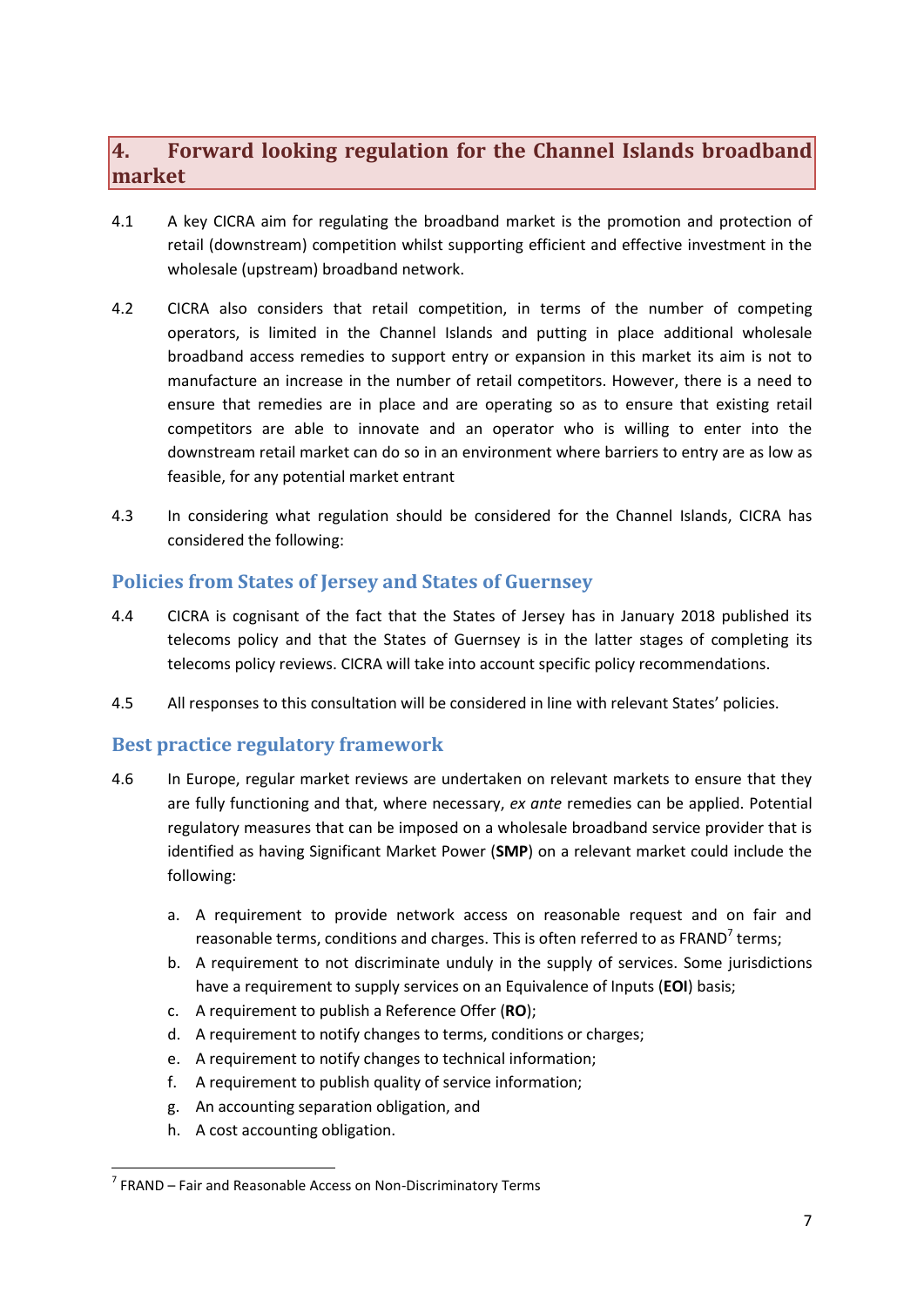## 4. Forward looking regulation for the Channel Islands broadband market

4.1 A key CICRA aim for regulating the broadband market is the promotion and protection of retail (downstream) competition whilst supporting efficient and effective investment in the wholesale (upstream) broadband network.

4.2 CICRA also considers that retail competition, in terms of the number of competing operators, is limited in the Channel Islands and putting in place additional wholesale broadband access remedies to support entry or expansion in this market its aim is not to manufacture an increase in the number of retail competitors. However, there is a need to ensure that remedies are in place and are operating so as to ensure that existing retail competitors are able to innovate and an operator who is willing to enter into the downstream retail market can do so in an environment where barriers to entry are as low as feasible, for any potential market entrant

4.3 In considering what regulation should be considered for the Channel Islands, CICRA has considered the following:

### Policies from States of Jersey and States of Guernsey

4.4 CICRA is cognisant of the fact that the States of Jersey has in January 2018 published its telecoms policy and that the States of Guernsey is in the latter stages of completing its telecoms policy reviews. CICRA will take into account specific policy recommendations.

4.5 All responses to this consultation will be considered in line with relevant States' policies.

### Best practice regulatory framework

4.6 In Europe, regular market reviews are undertaken on relevant markets to ensure that they are fully functioning and that, where necessary, *ex ante* remedies can be applied. Potential regulatory measures that can be imposed on a wholesale broadband service provider that is identified as having Significant Market Power (**SMP**) on a relevant market could include the following:

a. A requirement to provide network access on reasonable request and on fair and reasonable terms, conditions and charges. This is often referred to as FRAND[7] terms;
b. A requirement to not discriminate unduly in the supply of services. Some jurisdictions have a requirement to supply services on an Equivalence of Inputs (**EOI**) basis;
c. A requirement to publish a Reference Offer (**RO**);
d. A requirement to notify changes to terms, conditions or charges;
e. A requirement to notify changes to technical information;
f. A requirement to publish quality of service information;
g. An accounting separation obligation, and
h. A cost accounting obligation.

[7] FRAND – Fair and Reasonable Access on Non-Discriminatory Terms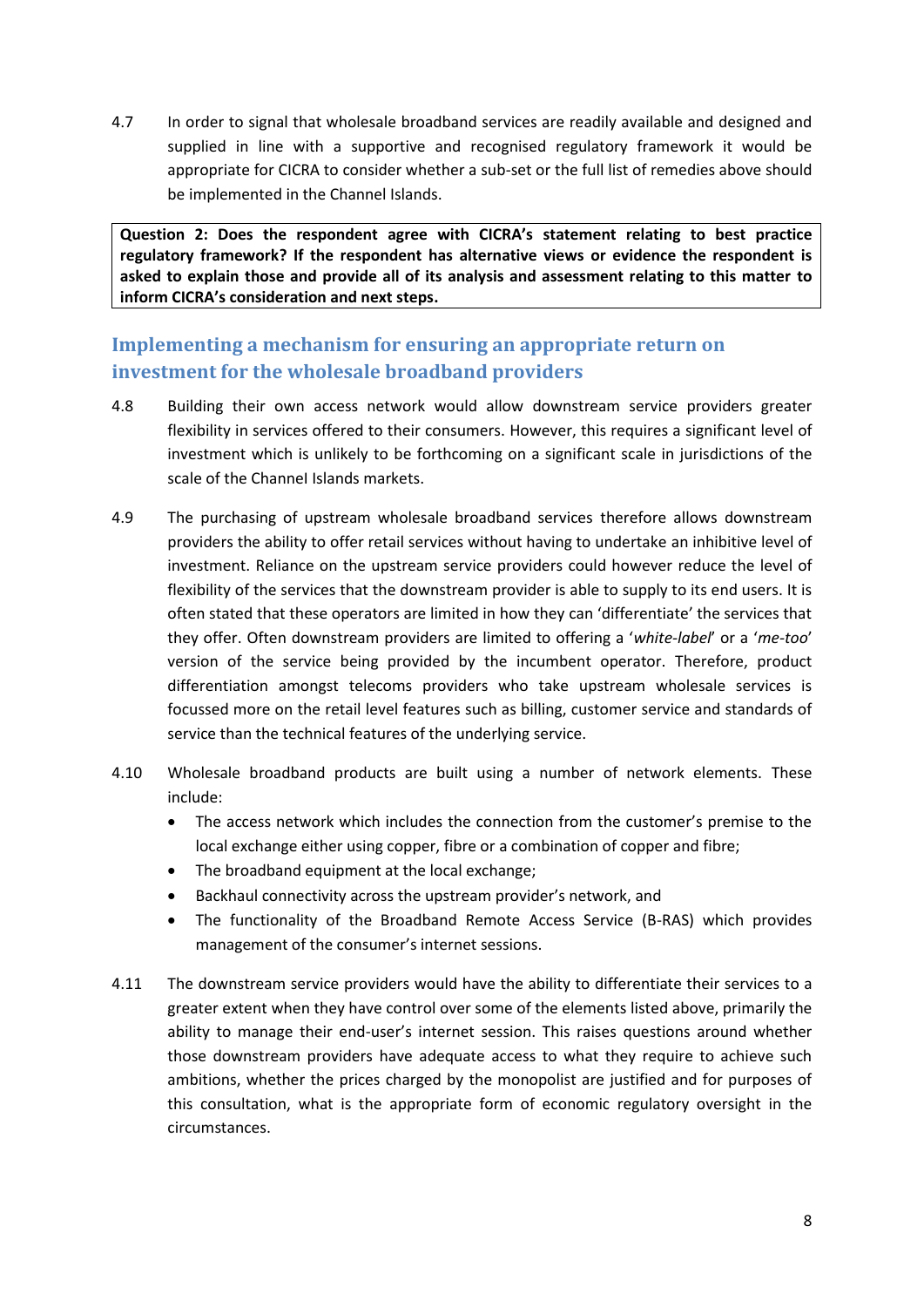4.7 In order to signal that wholesale broadband services are readily available and designed and supplied in line with a supportive and recognised regulatory framework it would be appropriate for CICRA to consider whether a sub-set or the full list of remedies above should be implemented in the Channel Islands.

**Question 2: Does the respondent agree with CICRA's statement relating to best practice regulatory framework? If the respondent has alternative views or evidence the respondent is asked to explain those and provide all of its analysis and assessment relating to this matter to inform CICRA's consideration and next steps.**

## Implementing a mechanism for ensuring an appropriate return on investment for the wholesale broadband providers

4.8 Building their own access network would allow downstream service providers greater flexibility in services offered to their consumers. However, this requires a significant level of investment which is unlikely to be forthcoming on a significant scale in jurisdictions of the scale of the Channel Islands markets.

4.9 The purchasing of upstream wholesale broadband services therefore allows downstream providers the ability to offer retail services without having to undertake an inhibitive level of investment. Reliance on the upstream service providers could however reduce the level of flexibility of the services that the downstream provider is able to supply to its end users. It is often stated that these operators are limited in how they can 'differentiate' the services that they offer. Often downstream providers are limited to offering a '*white-label*' or a '*me-too*' version of the service being provided by the incumbent operator. Therefore, product differentiation amongst telecoms providers who take upstream wholesale services is focussed more on the retail level features such as billing, customer service and standards of service than the technical features of the underlying service.

4.10 Wholesale broadband products are built using a number of network elements. These include:

- The access network which includes the connection from the customer's premise to the local exchange either using copper, fibre or a combination of copper and fibre;
- The broadband equipment at the local exchange;
- Backhaul connectivity across the upstream provider's network, and
- The functionality of the Broadband Remote Access Service (B-RAS) which provides management of the consumer's internet sessions.

4.11 The downstream service providers would have the ability to differentiate their services to a greater extent when they have control over some of the elements listed above, primarily the ability to manage their end-user's internet session. This raises questions around whether those downstream providers have adequate access to what they require to achieve such ambitions, whether the prices charged by the monopolist are justified and for purposes of this consultation, what is the appropriate form of economic regulatory oversight in the circumstances.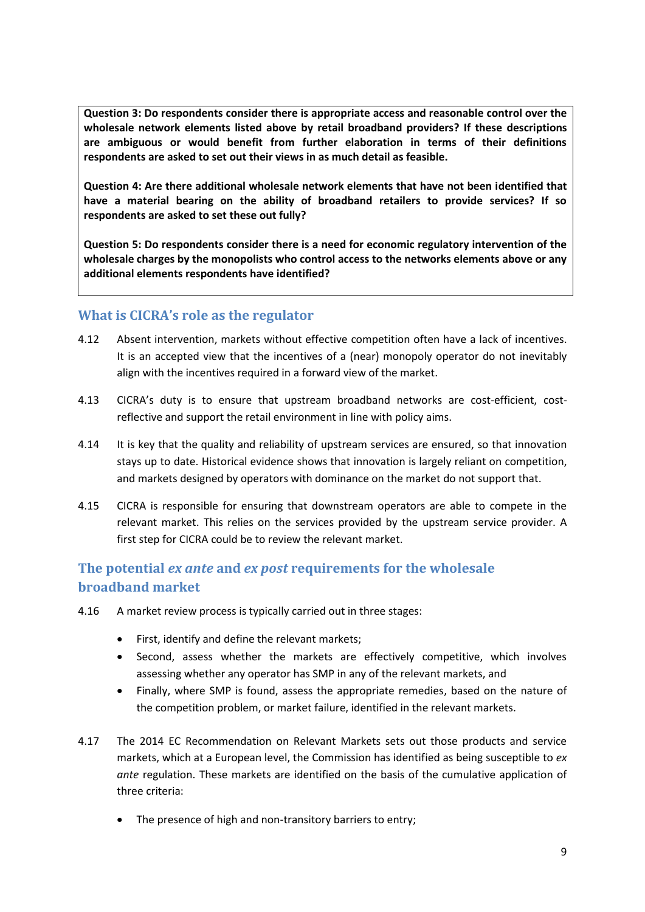**Question 3: Do respondents consider there is appropriate access and reasonable control over the wholesale network elements listed above by retail broadband providers? If these descriptions are ambiguous or would benefit from further elaboration in terms of their definitions respondents are asked to set out their views in as much detail as feasible.**

**Question 4: Are there additional wholesale network elements that have not been identified that have a material bearing on the ability of broadband retailers to provide services? If so respondents are asked to set these out fully?**

**Question 5: Do respondents consider there is a need for economic regulatory intervention of the wholesale charges by the monopolists who control access to the networks elements above or any additional elements respondents have identified?**

## What is CICRA's role as the regulator

4.12 Absent intervention, markets without effective competition often have a lack of incentives. It is an accepted view that the incentives of a (near) monopoly operator do not inevitably align with the incentives required in a forward view of the market.

4.13 CICRA's duty is to ensure that upstream broadband networks are cost-efficient, cost-reflective and support the retail environment in line with policy aims.

4.14 It is key that the quality and reliability of upstream services are ensured, so that innovation stays up to date. Historical evidence shows that innovation is largely reliant on competition, and markets designed by operators with dominance on the market do not support that.

4.15 CICRA is responsible for ensuring that downstream operators are able to compete in the relevant market. This relies on the services provided by the upstream service provider. A first step for CICRA could be to review the relevant market.

## The potential *ex ante* and *ex post* requirements for the wholesale broadband market

4.16 A market review process is typically carried out in three stages:

- First, identify and define the relevant markets;
- Second, assess whether the markets are effectively competitive, which involves assessing whether any operator has SMP in any of the relevant markets, and
- Finally, where SMP is found, assess the appropriate remedies, based on the nature of the competition problem, or market failure, identified in the relevant markets.

4.17 The 2014 EC Recommendation on Relevant Markets sets out those products and service markets, which at a European level, the Commission has identified as being susceptible to *ex ante* regulation. These markets are identified on the basis of the cumulative application of three criteria:

- The presence of high and non-transitory barriers to entry;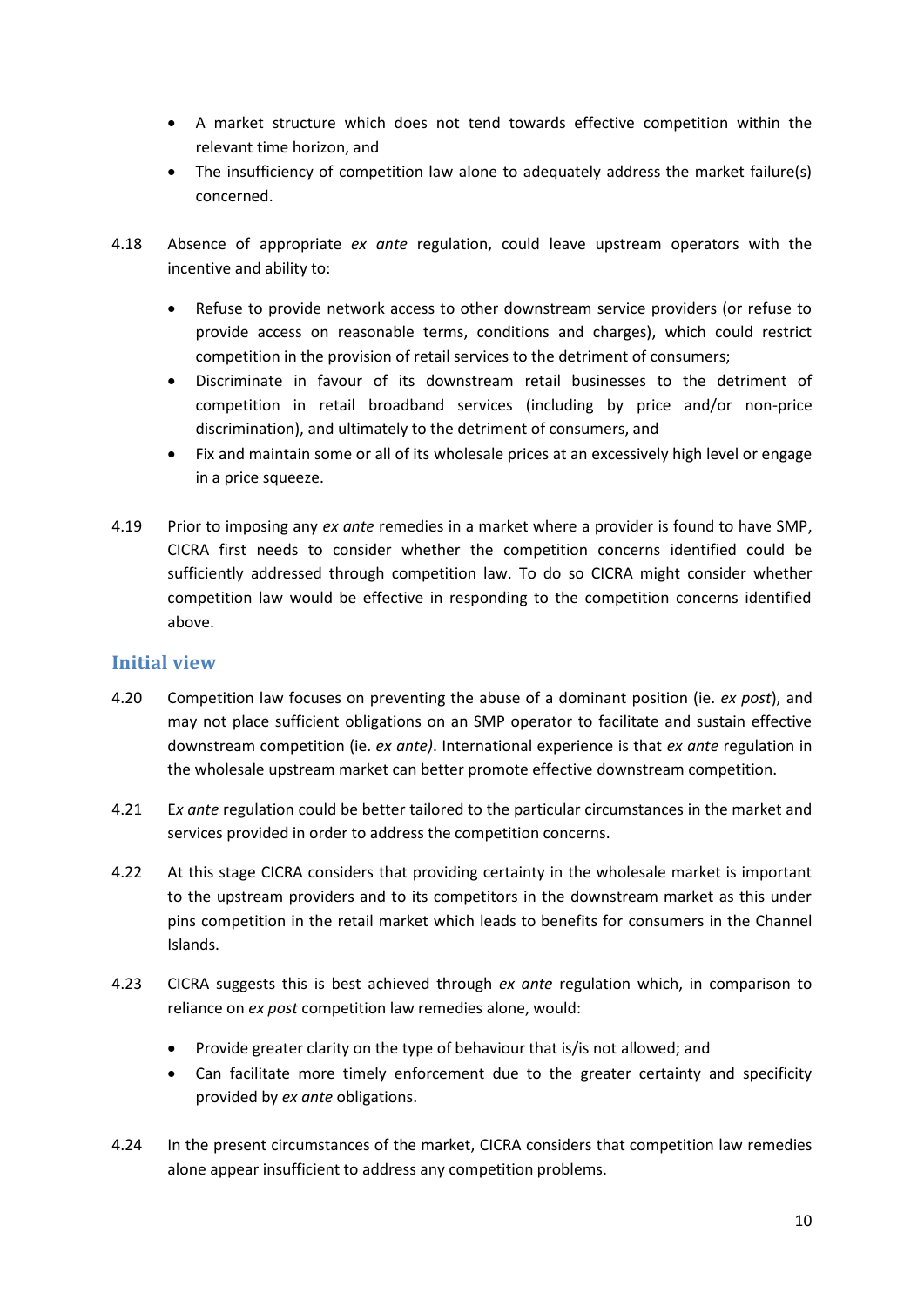- A market structure which does not tend towards effective competition within the relevant time horizon, and
- The insufficiency of competition law alone to adequately address the market failure(s) concerned.

4.18 Absence of appropriate *ex ante* regulation, could leave upstream operators with the incentive and ability to:

- Refuse to provide network access to other downstream service providers (or refuse to provide access on reasonable terms, conditions and charges), which could restrict competition in the provision of retail services to the detriment of consumers;
- Discriminate in favour of its downstream retail businesses to the detriment of competition in retail broadband services (including by price and/or non-price discrimination), and ultimately to the detriment of consumers, and
- Fix and maintain some or all of its wholesale prices at an excessively high level or engage in a price squeeze.

4.19 Prior to imposing any *ex ante* remedies in a market where a provider is found to have SMP, CICRA first needs to consider whether the competition concerns identified could be sufficiently addressed through competition law. To do so CICRA might consider whether competition law would be effective in responding to the competition concerns identified above.

## Initial view

4.20 Competition law focuses on preventing the abuse of a dominant position (ie. *ex post*), and may not place sufficient obligations on an SMP operator to facilitate and sustain effective downstream competition (ie. *ex ante)*. International experience is that *ex ante* regulation in the wholesale upstream market can better promote effective downstream competition.

4.21 E*x ante* regulation could be better tailored to the particular circumstances in the market and services provided in order to address the competition concerns.

4.22 At this stage CICRA considers that providing certainty in the wholesale market is important to the upstream providers and to its competitors in the downstream market as this under pins competition in the retail market which leads to benefits for consumers in the Channel Islands.

4.23 CICRA suggests this is best achieved through *ex ante* regulation which, in comparison to reliance on *ex post* competition law remedies alone, would:

- Provide greater clarity on the type of behaviour that is/is not allowed; and
- Can facilitate more timely enforcement due to the greater certainty and specificity provided by *ex ante* obligations.

4.24 In the present circumstances of the market, CICRA considers that competition law remedies alone appear insufficient to address any competition problems.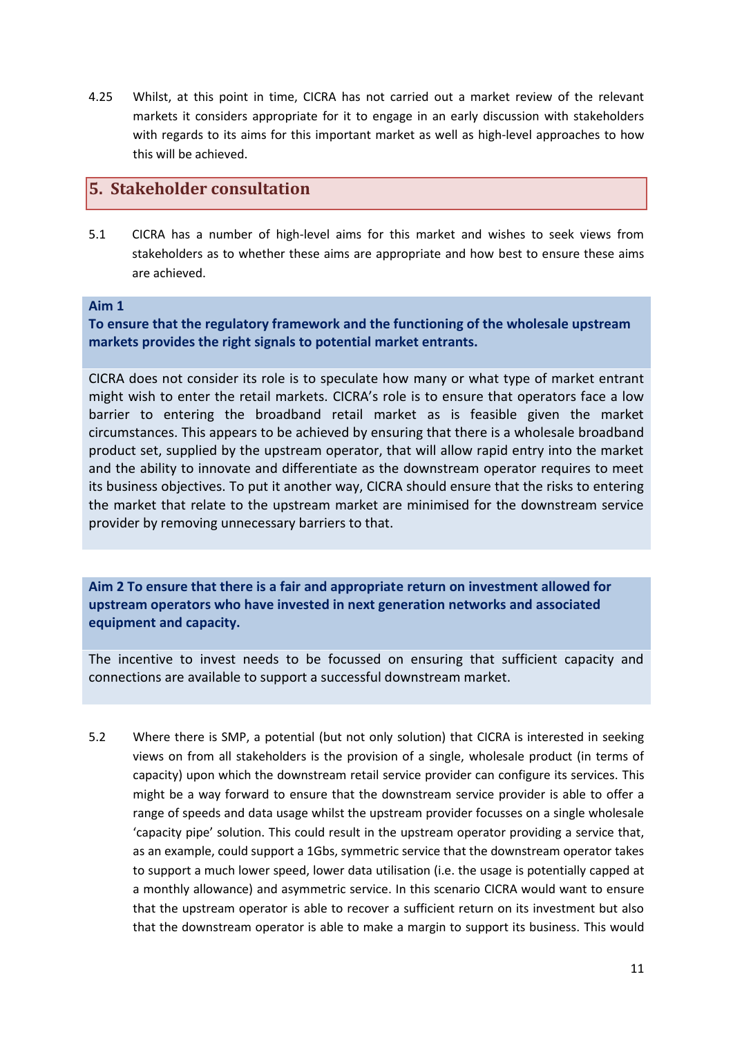4.25 Whilst, at this point in time, CICRA has not carried out a market review of the relevant markets it considers appropriate for it to engage in an early discussion with stakeholders with regards to its aims for this important market as well as high-level approaches to how this will be achieved.

## 5. Stakeholder consultation

5.1 CICRA has a number of high-level aims for this market and wishes to seek views from stakeholders as to whether these aims are appropriate and how best to ensure these aims are achieved.

**Aim 1**

**To ensure that the regulatory framework and the functioning of the wholesale upstream markets provides the right signals to potential market entrants.**

CICRA does not consider its role is to speculate how many or what type of market entrant might wish to enter the retail markets. CICRA's role is to ensure that operators face a low barrier to entering the broadband retail market as is feasible given the market circumstances. This appears to be achieved by ensuring that there is a wholesale broadband product set, supplied by the upstream operator, that will allow rapid entry into the market and the ability to innovate and differentiate as the downstream operator requires to meet its business objectives. To put it another way, CICRA should ensure that the risks to entering the market that relate to the upstream market are minimised for the downstream service provider by removing unnecessary barriers to that.

**Aim 2 To ensure that there is a fair and appropriate return on investment allowed for upstream operators who have invested in next generation networks and associated equipment and capacity.**

The incentive to invest needs to be focussed on ensuring that sufficient capacity and connections are available to support a successful downstream market.

5.2 Where there is SMP, a potential (but not only solution) that CICRA is interested in seeking views on from all stakeholders is the provision of a single, wholesale product (in terms of capacity) upon which the downstream retail service provider can configure its services. This might be a way forward to ensure that the downstream service provider is able to offer a range of speeds and data usage whilst the upstream provider focusses on a single wholesale 'capacity pipe' solution. This could result in the upstream operator providing a service that, as an example, could support a 1Gbs, symmetric service that the downstream operator takes to support a much lower speed, lower data utilisation (i.e. the usage is potentially capped at a monthly allowance) and asymmetric service. In this scenario CICRA would want to ensure that the upstream operator is able to recover a sufficient return on its investment but also that the downstream operator is able to make a margin to support its business. This would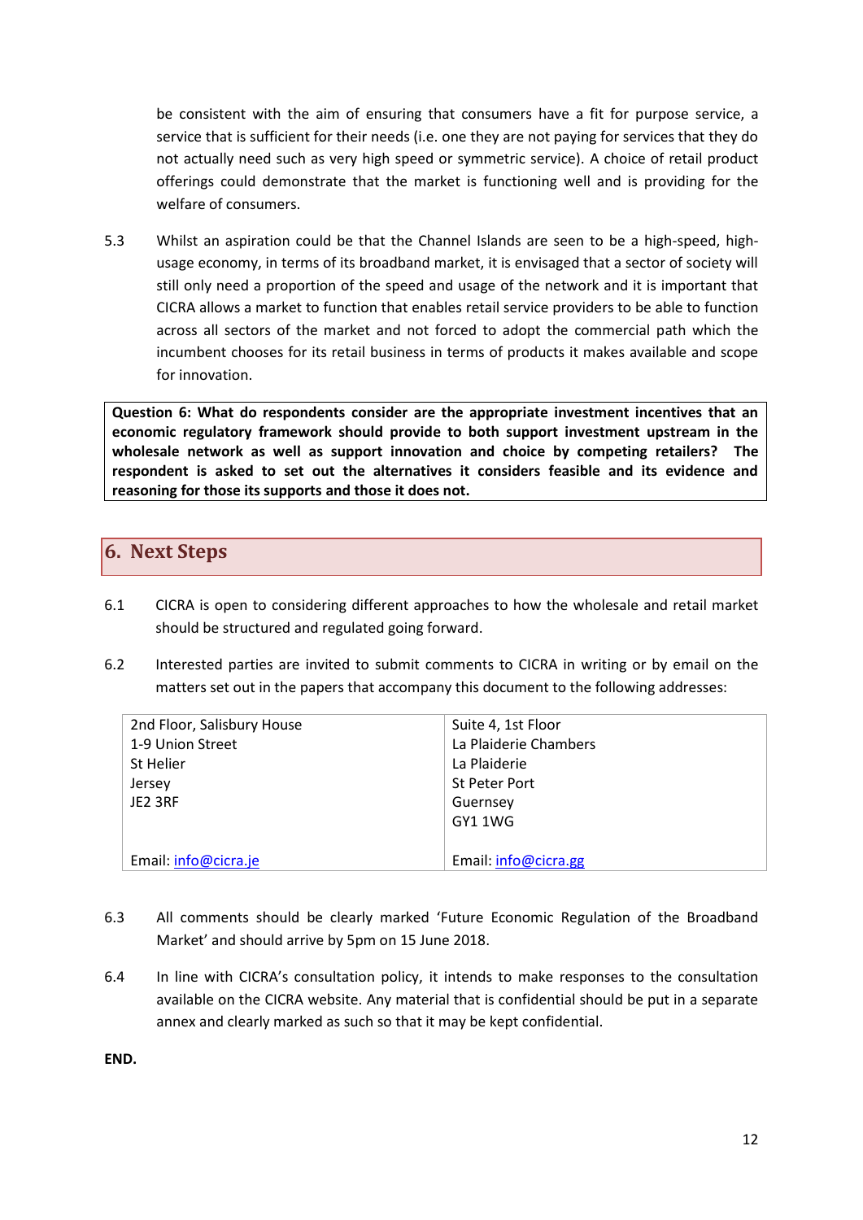be consistent with the aim of ensuring that consumers have a fit for purpose service, a service that is sufficient for their needs (i.e. one they are not paying for services that they do not actually need such as very high speed or symmetric service). A choice of retail product offerings could demonstrate that the market is functioning well and is providing for the welfare of consumers.

5.3 Whilst an aspiration could be that the Channel Islands are seen to be a high-speed, high-usage economy, in terms of its broadband market, it is envisaged that a sector of society will still only need a proportion of the speed and usage of the network and it is important that CICRA allows a market to function that enables retail service providers to be able to function across all sectors of the market and not forced to adopt the commercial path which the incumbent chooses for its retail business in terms of products it makes available and scope for innovation.

**Question 6: What do respondents consider are the appropriate investment incentives that an economic regulatory framework should provide to both support investment upstream in the wholesale network as well as support innovation and choice by competing retailers? The respondent is asked to set out the alternatives it considers feasible and its evidence and reasoning for those its supports and those it does not.**

## 6. Next Steps

6.1 CICRA is open to considering different approaches to how the wholesale and retail market should be structured and regulated going forward.

6.2 Interested parties are invited to submit comments to CICRA in writing or by email on the matters set out in the papers that accompany this document to the following addresses:

| | |
|---|---|
| 2nd Floor, Salisbury House<br>1-9 Union Street<br>St Helier<br>Jersey<br>JE2 3RF<br><br>Email: info@cicra.je | Suite 4, 1st Floor<br>La Plaiderie Chambers<br>La Plaiderie<br>St Peter Port<br>Guernsey<br>GY1 1WG<br><br>Email: info@cicra.gg |

6.3 All comments should be clearly marked 'Future Economic Regulation of the Broadband Market' and should arrive by 5pm on 15 June 2018.

6.4 In line with CICRA's consultation policy, it intends to make responses to the consultation available on the CICRA website. Any material that is confidential should be put in a separate annex and clearly marked as such so that it may be kept confidential.

**END.**